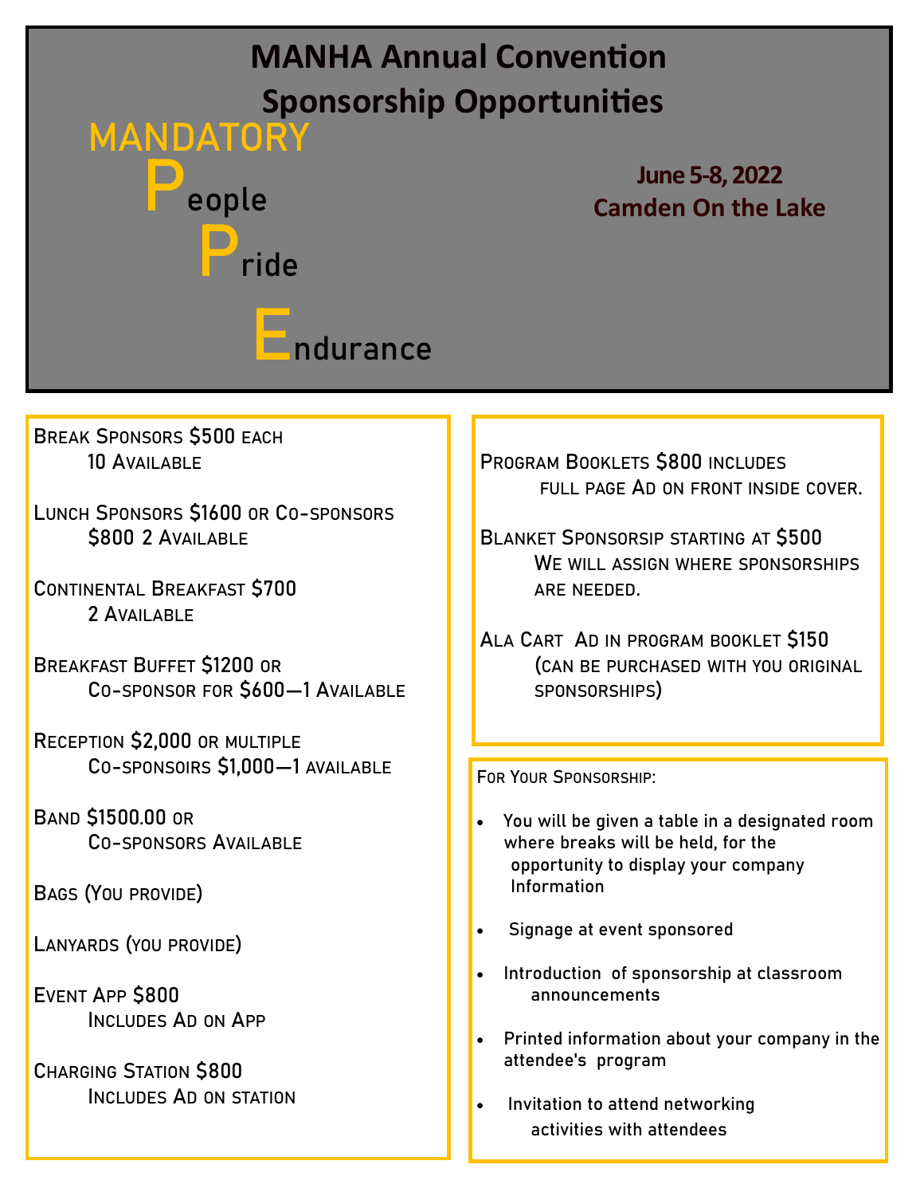# MANHA Annual Convention
# Sponsorship Opportunities

MANDATORY

**P**eople

**P**ride

**E**ndurance

**June 5-8, 2022**
**Camden On the Lake**

Break Sponsors $500 each
10 Available

Lunch Sponsors $1600 or Co-sponsors
$800 2 Available

Continental Breakfast $700
2 Available

Breakfast Buffet $1200 or
Co-sponsor for $600—1 Available

Reception $2,000 or multiple
Co-sponsoirs $1,000—1 available

Band $1500.00 or
Co-sponsors Available

Bags (You provide)

Lanyards (you provide)

Event App $800
Includes Ad on App

Charging Station $800
Includes Ad on station

Program Booklets $800 includes
full page Ad on front inside cover.

Blanket Sponsorsip starting at $500
We will assign where sponsorships are needed.

Ala Cart Ad in program booklet $150
(can be purchased with you original sponsorships)

For Your Sponsorship:

- You will be given a table in a designated room where breaks will be held, for the opportunity to display your company Information
- Signage at event sponsored
- Introduction of sponsorship at classroom announcements
- Printed information about your company in the attendee's program
- Invitation to attend networking activities with attendees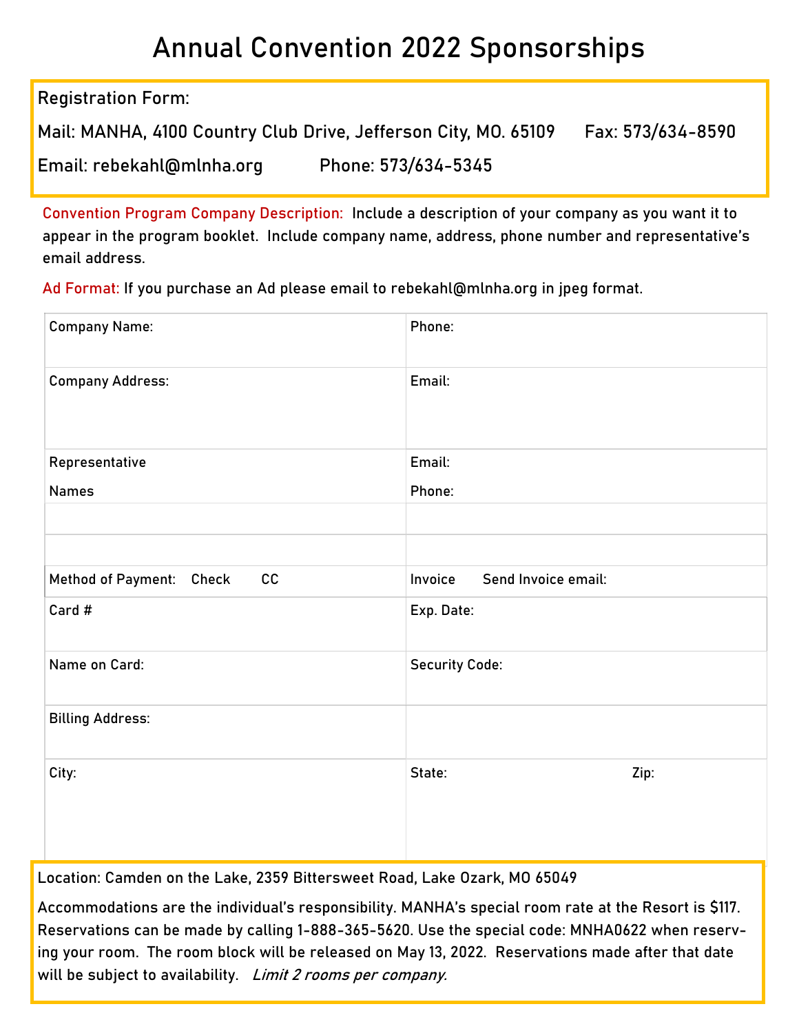# Annual Convention 2022 Sponsorships

Registration Form:

Mail: MANHA, 4100 Country Club Drive, Jefferson City, MO. 65109 Fax: 573/634-8590

Email: rebekahl@mlnha.org Phone: 573/634-5345

Convention Program Company Description: Include a description of your company as you want it to appear in the program booklet. Include company name, address, phone number and representative's email address.

Ad Format: If you purchase an Ad please email to rebekahl@mlnha.org in jpeg format.

| | |
|---|---|
| Company Name: | Phone: |
| Company Address: | Email: |
| Representative Names | Email: Phone: |
| | |
| | |
| Method of Payment: Check CC | Invoice Send Invoice email: |
| Card # | Exp. Date: |
| Name on Card: | Security Code: |
| Billing Address: | |
| City: | State: Zip: |

Location: Camden on the Lake, 2359 Bittersweet Road, Lake Ozark, MO 65049

Accommodations are the individual's responsibility. MANHA's special room rate at the Resort is $117. Reservations can be made by calling 1-888-365-5620. Use the special code: MNHA0622 when reserving your room. The room block will be released on May 13, 2022. Reservations made after that date will be subject to availability. *Limit 2 rooms per company.*